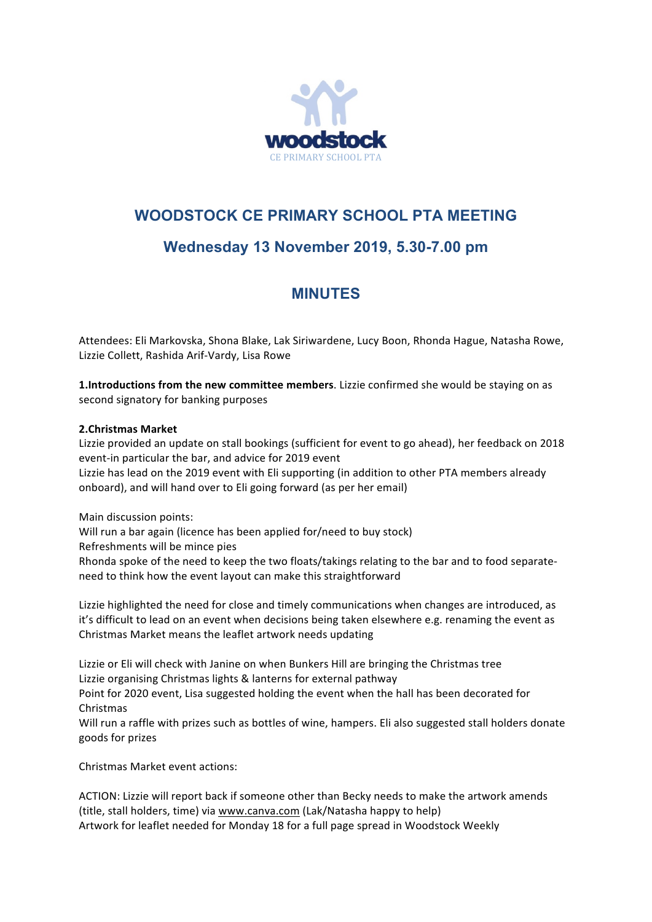woodstock
CE PRIMARY SCHOOL PTA

# WOODSTOCK CE PRIMARY SCHOOL PTA MEETING

## Wednesday 13 November 2019, 5.30-7.00 pm

## MINUTES

Attendees: Eli Markovska, Shona Blake, Lak Siriwardene, Lucy Boon, Rhonda Hague, Natasha Rowe, Lizzie Collett, Rashida Arif-Vardy, Lisa Rowe

**1.Introductions from the new committee members**. Lizzie confirmed she would be staying on as second signatory for banking purposes

**2.Christmas Market**
Lizzie provided an update on stall bookings (sufficient for event to go ahead), her feedback on 2018 event-in particular the bar, and advice for 2019 event
Lizzie has lead on the 2019 event with Eli supporting (in addition to other PTA members already onboard), and will hand over to Eli going forward (as per her email)

Main discussion points:
Will run a bar again (licence has been applied for/need to buy stock)
Refreshments will be mince pies
Rhonda spoke of the need to keep the two floats/takings relating to the bar and to food separate-need to think how the event layout can make this straightforward

Lizzie highlighted the need for close and timely communications when changes are introduced, as it's difficult to lead on an event when decisions being taken elsewhere e.g. renaming the event as Christmas Market means the leaflet artwork needs updating

Lizzie or Eli will check with Janine on when Bunkers Hill are bringing the Christmas tree
Lizzie organising Christmas lights & lanterns for external pathway
Point for 2020 event, Lisa suggested holding the event when the hall has been decorated for Christmas
Will run a raffle with prizes such as bottles of wine, hampers. Eli also suggested stall holders donate goods for prizes

Christmas Market event actions:

ACTION: Lizzie will report back if someone other than Becky needs to make the artwork amends (title, stall holders, time) via www.canva.com (Lak/Natasha happy to help)
Artwork for leaflet needed for Monday 18 for a full page spread in Woodstock Weekly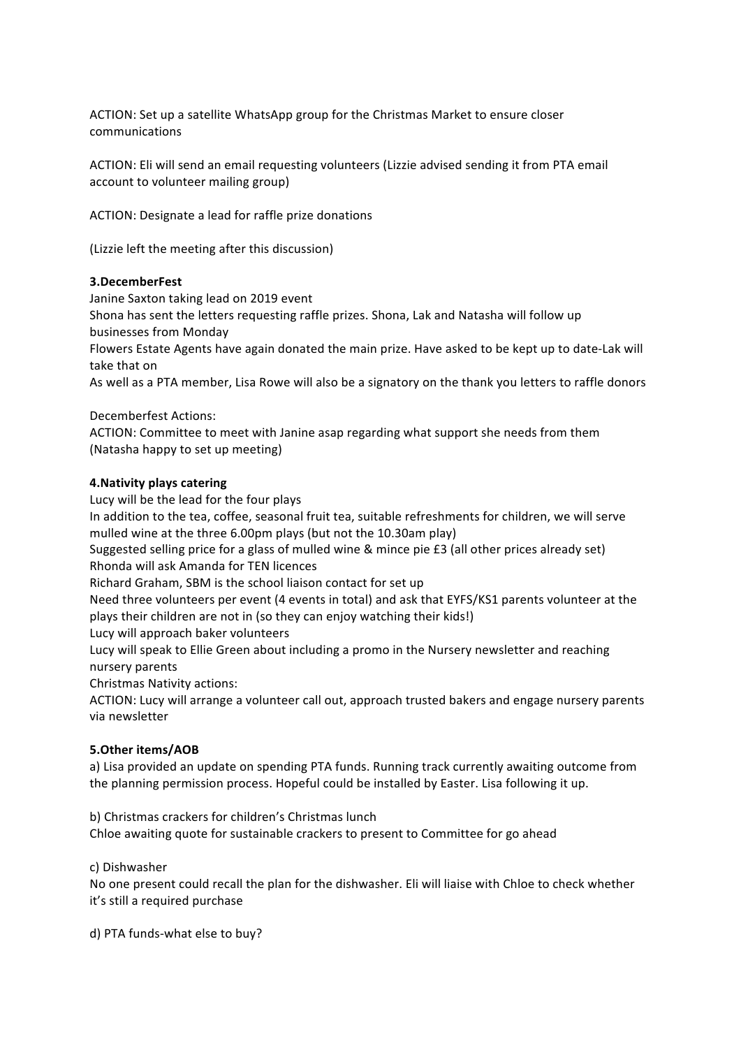ACTION: Set up a satellite WhatsApp group for the Christmas Market to ensure closer communications

ACTION: Eli will send an email requesting volunteers (Lizzie advised sending it from PTA email account to volunteer mailing group)

ACTION: Designate a lead for raffle prize donations

(Lizzie left the meeting after this discussion)

**3.DecemberFest**

Janine Saxton taking lead on 2019 event
Shona has sent the letters requesting raffle prizes. Shona, Lak and Natasha will follow up businesses from Monday
Flowers Estate Agents have again donated the main prize. Have asked to be kept up to date-Lak will take that on
As well as a PTA member, Lisa Rowe will also be a signatory on the thank you letters to raffle donors

Decemberfest Actions:
ACTION: Committee to meet with Janine asap regarding what support she needs from them (Natasha happy to set up meeting)

**4.Nativity plays catering**

Lucy will be the lead for the four plays
In addition to the tea, coffee, seasonal fruit tea, suitable refreshments for children, we will serve mulled wine at the three 6.00pm plays (but not the 10.30am play)
Suggested selling price for a glass of mulled wine & mince pie £3 (all other prices already set)
Rhonda will ask Amanda for TEN licences
Richard Graham, SBM is the school liaison contact for set up
Need three volunteers per event (4 events in total) and ask that EYFS/KS1 parents volunteer at the plays their children are not in (so they can enjoy watching their kids!)
Lucy will approach baker volunteers
Lucy will speak to Ellie Green about including a promo in the Nursery newsletter and reaching nursery parents
Christmas Nativity actions:
ACTION: Lucy will arrange a volunteer call out, approach trusted bakers and engage nursery parents via newsletter

**5.Other items/AOB**

a) Lisa provided an update on spending PTA funds. Running track currently awaiting outcome from the planning permission process. Hopeful could be installed by Easter. Lisa following it up.

b) Christmas crackers for children's Christmas lunch
Chloe awaiting quote for sustainable crackers to present to Committee for go ahead

c) Dishwasher
No one present could recall the plan for the dishwasher. Eli will liaise with Chloe to check whether it's still a required purchase

d) PTA funds-what else to buy?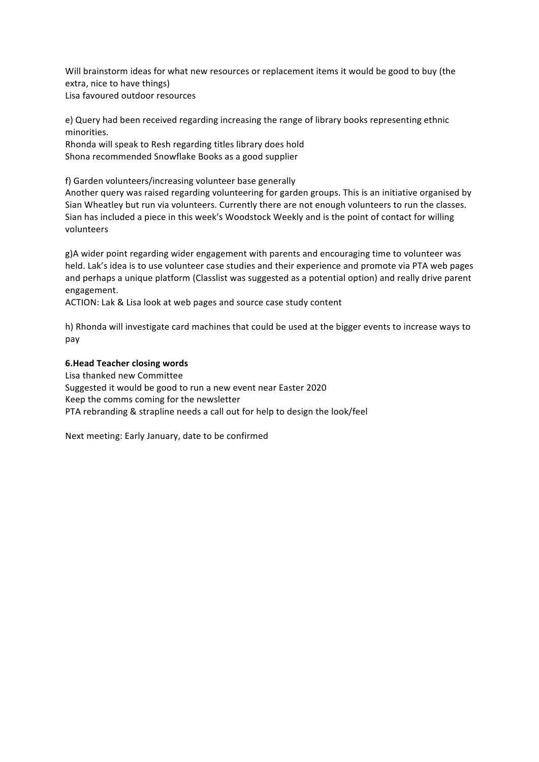Will brainstorm ideas for what new resources or replacement items it would be good to buy (the extra, nice to have things)
Lisa favoured outdoor resources

e) Query had been received regarding increasing the range of library books representing ethnic minorities.
Rhonda will speak to Resh regarding titles library does hold
Shona recommended Snowflake Books as a good supplier

f) Garden volunteers/increasing volunteer base generally
Another query was raised regarding volunteering for garden groups. This is an initiative organised by Sian Wheatley but run via volunteers. Currently there are not enough volunteers to run the classes. Sian has included a piece in this week's Woodstock Weekly and is the point of contact for willing volunteers

g)A wider point regarding wider engagement with parents and encouraging time to volunteer was held. Lak's idea is to use volunteer case studies and their experience and promote via PTA web pages and perhaps a unique platform (Classlist was suggested as a potential option) and really drive parent engagement.
ACTION: Lak & Lisa look at web pages and source case study content

h) Rhonda will investigate card machines that could be used at the bigger events to increase ways to pay

**6.Head Teacher closing words**

Lisa thanked new Committee
Suggested it would be good to run a new event near Easter 2020
Keep the comms coming for the newsletter
PTA rebranding & strapline needs a call out for help to design the look/feel

Next meeting: Early January, date to be confirmed